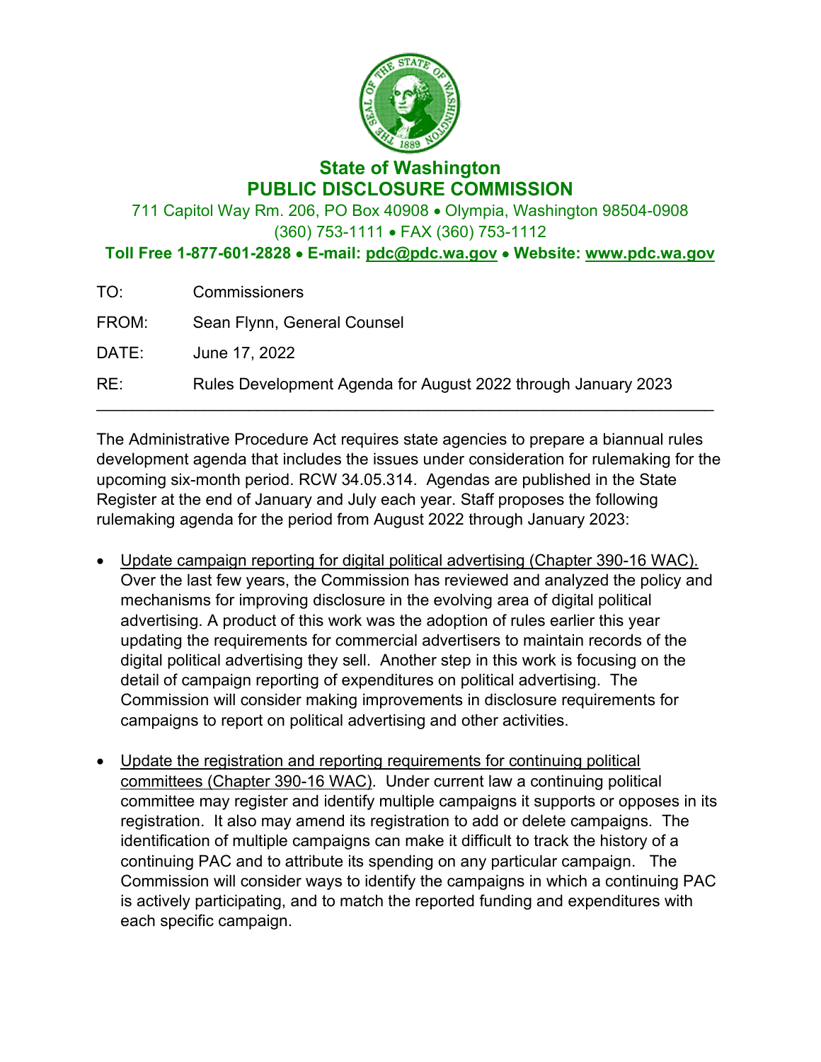# State of Washington
# PUBLIC DISCLOSURE COMMISSION

711 Capitol Way Rm. 206, PO Box 40908 • Olympia, Washington 98504-0908
(360) 753-1111 • FAX (360) 753-1112
**Toll Free 1-877-601-2828 • E-mail: pdc@pdc.wa.gov • Website: www.pdc.wa.gov**

TO: Commissioners

FROM: Sean Flynn, General Counsel

DATE: June 17, 2022

RE: Rules Development Agenda for August 2022 through January 2023

---

The Administrative Procedure Act requires state agencies to prepare a biannual rules development agenda that includes the issues under consideration for rulemaking for the upcoming six-month period. RCW 34.05.314. Agendas are published in the State Register at the end of January and July each year. Staff proposes the following rulemaking agenda for the period from August 2022 through January 2023:

- Update campaign reporting for digital political advertising (Chapter 390-16 WAC). Over the last few years, the Commission has reviewed and analyzed the policy and mechanisms for improving disclosure in the evolving area of digital political advertising. A product of this work was the adoption of rules earlier this year updating the requirements for commercial advertisers to maintain records of the digital political advertising they sell. Another step in this work is focusing on the detail of campaign reporting of expenditures on political advertising. The Commission will consider making improvements in disclosure requirements for campaigns to report on political advertising and other activities.

- Update the registration and reporting requirements for continuing political committees (Chapter 390-16 WAC). Under current law a continuing political committee may register and identify multiple campaigns it supports or opposes in its registration. It also may amend its registration to add or delete campaigns. The identification of multiple campaigns can make it difficult to track the history of a continuing PAC and to attribute its spending on any particular campaign. The Commission will consider ways to identify the campaigns in which a continuing PAC is actively participating, and to match the reported funding and expenditures with each specific campaign.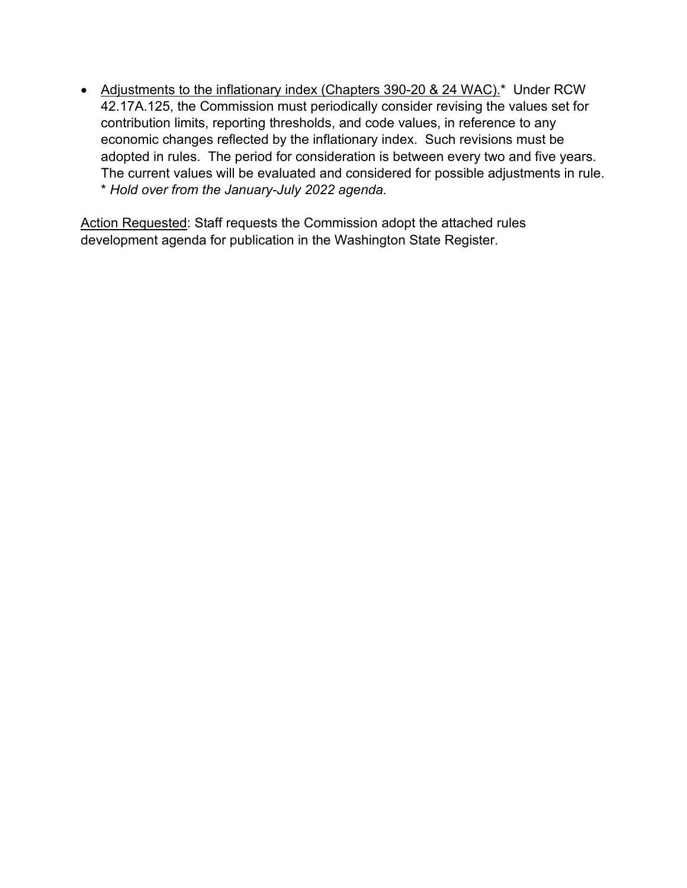- <u>Adjustments to the inflationary index (Chapters 390-20 & 24 WAC).</u>* Under RCW 42.17A.125, the Commission must periodically consider revising the values set for contribution limits, reporting thresholds, and code values, in reference to any economic changes reflected by the inflationary index. Such revisions must be adopted in rules. The period for consideration is between every two and five years. The current values will be evaluated and considered for possible adjustments in rule.
  * *Hold over from the January-July 2022 agenda.*

<u>Action Requested</u>: Staff requests the Commission adopt the attached rules development agenda for publication in the Washington State Register.